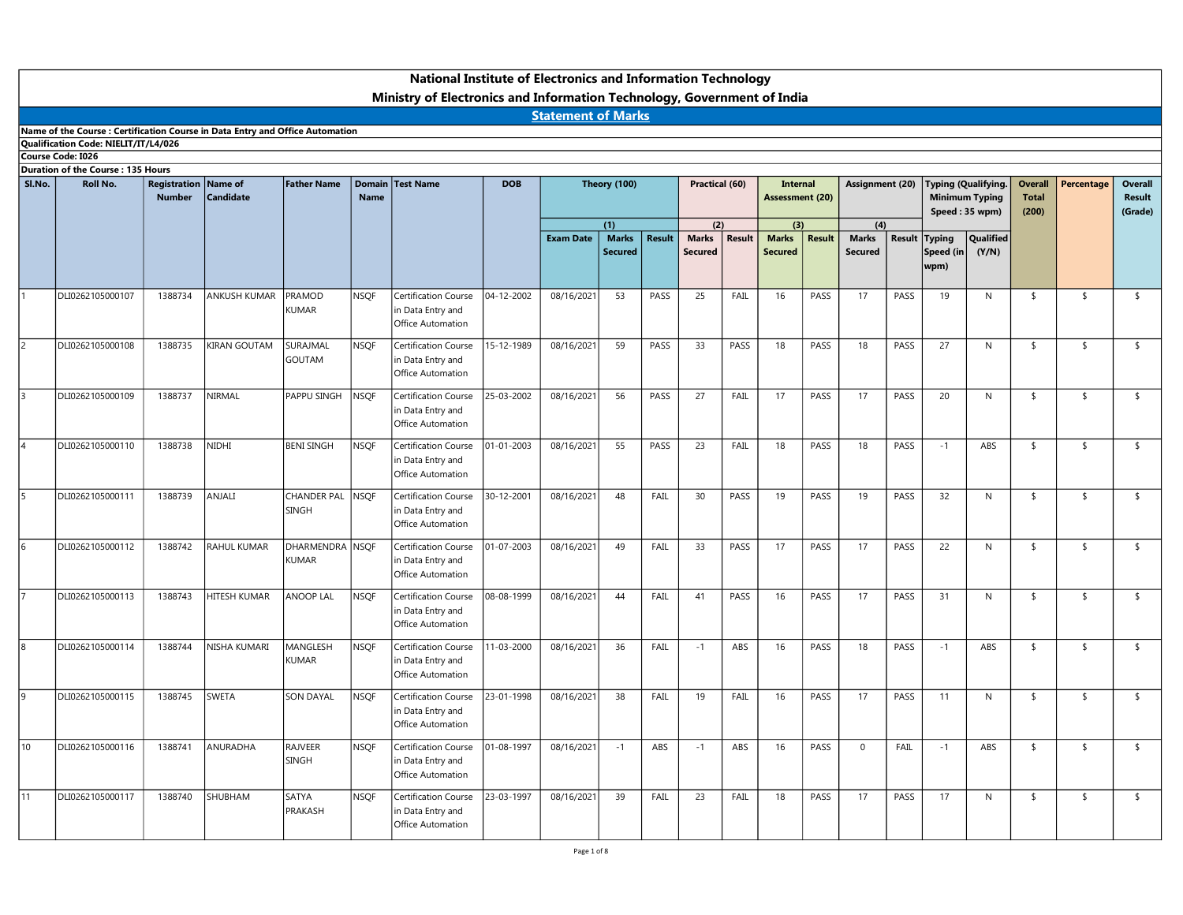# National Institute of Electronics and Information Technology

## Ministry of Electronics and Information Technology, Government of India

### Statement of Marks

**Name of the Course : Certification Course in Data Entry and Office Automation**

**Qualification Code: NIELIT/IT/L4/026**

**Course Code: I026**

**Duration of the Course : 135 Hours**

| Sl.No. | Roll No. | Registration Number | Name of Candidate | Father Name | Domain Name | Test Name | DOB | Theory (100) | | | Practical (60) | | Internal Assessment (20) | | Assignment (20) | | Typing (Qualifying. Minimum Typing Speed : 35 wpm) | | Overall Total (200) | Percentage | Overall Result (Grade) |
|---|---|---|---|---|---|---|---|---|---|---|---|---|---|---|---|---|---|---|---|---|---|
| | | | | | | | | (1) | | | (2) | | (3) | | (4) | | | | | | |
| | | | | | | | | Exam Date | Marks Secured | Result | Marks Secured | Result | Marks Secured | Result | Marks Secured | Result | Typing Speed (in wpm) | Qualified (Y/N) | | | |
| 1 | DLI0262105000107 | 1388734 | ANKUSH KUMAR | PRAMOD KUMAR | NSQF | Certification Course in Data Entry and Office Automation | 04-12-2002 | 08/16/2021 | 53 | PASS | 25 | FAIL | 16 | PASS | 17 | PASS | 19 | N | $ | $ | $ |
| 2 | DLI0262105000108 | 1388735 | KIRAN GOUTAM | SURAJMAL GOUTAM | NSQF | Certification Course in Data Entry and Office Automation | 15-12-1989 | 08/16/2021 | 59 | PASS | 33 | PASS | 18 | PASS | 18 | PASS | 27 | N | $ | $ | $ |
| 3 | DLI0262105000109 | 1388737 | NIRMAL | PAPPU SINGH | NSQF | Certification Course in Data Entry and Office Automation | 25-03-2002 | 08/16/2021 | 56 | PASS | 27 | FAIL | 17 | PASS | 17 | PASS | 20 | N | $ | $ | $ |
| 4 | DLI0262105000110 | 1388738 | NIDHI | BENI SINGH | NSQF | Certification Course in Data Entry and Office Automation | 01-01-2003 | 08/16/2021 | 55 | PASS | 23 | FAIL | 18 | PASS | 18 | PASS | -1 | ABS | $ | $ | $ |
| 5 | DLI0262105000111 | 1388739 | ANJALI | CHANDER PAL SINGH | NSQF | Certification Course in Data Entry and Office Automation | 30-12-2001 | 08/16/2021 | 48 | FAIL | 30 | PASS | 19 | PASS | 19 | PASS | 32 | N | $ | $ | $ |
| 6 | DLI0262105000112 | 1388742 | RAHUL KUMAR | DHARMENDRA KUMAR | NSQF | Certification Course in Data Entry and Office Automation | 01-07-2003 | 08/16/2021 | 49 | FAIL | 33 | PASS | 17 | PASS | 17 | PASS | 22 | N | $ | $ | $ |
| 7 | DLI0262105000113 | 1388743 | HITESH KUMAR | ANOOP LAL | NSQF | Certification Course in Data Entry and Office Automation | 08-08-1999 | 08/16/2021 | 44 | FAIL | 41 | PASS | 16 | PASS | 17 | PASS | 31 | N | $ | $ | $ |
| 8 | DLI0262105000114 | 1388744 | NISHA KUMARI | MANGLESH KUMAR | NSQF | Certification Course in Data Entry and Office Automation | 11-03-2000 | 08/16/2021 | 36 | FAIL | -1 | ABS | 16 | PASS | 18 | PASS | -1 | ABS | $ | $ | $ |
| 9 | DLI0262105000115 | 1388745 | SWETA | SON DAYAL | NSQF | Certification Course in Data Entry and Office Automation | 23-01-1998 | 08/16/2021 | 38 | FAIL | 19 | FAIL | 16 | PASS | 17 | PASS | 11 | N | $ | $ | $ |
| 10 | DLI0262105000116 | 1388741 | ANURADHA | RAJVEER SINGH | NSQF | Certification Course in Data Entry and Office Automation | 01-08-1997 | 08/16/2021 | -1 | ABS | -1 | ABS | 16 | PASS | 0 | FAIL | -1 | ABS | $ | $ | $ |
| 11 | DLI0262105000117 | 1388740 | SHUBHAM | SATYA PRAKASH | NSQF | Certification Course in Data Entry and Office Automation | 23-03-1997 | 08/16/2021 | 39 | FAIL | 23 | FAIL | 18 | PASS | 17 | PASS | 17 | N | $ | $ | $ |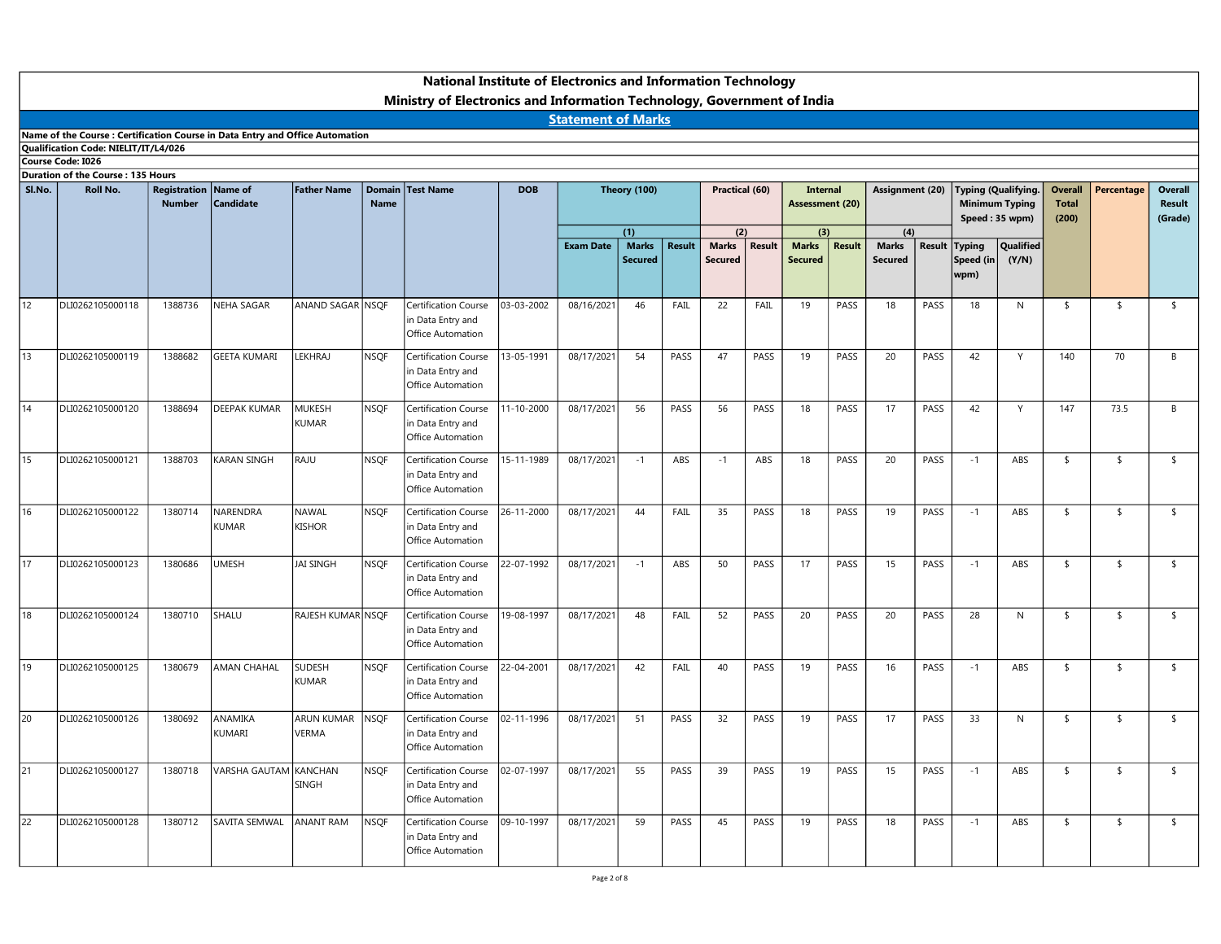# National Institute of Electronics and Information Technology

## Ministry of Electronics and Information Technology, Government of India

### Statement of Marks

**Name of the Course : Certification Course in Data Entry and Office Automation**
**Qualification Code: NIELIT/IT/L4/026**
**Course Code: I026**
**Duration of the Course : 135 Hours**

| Sl.No. | Roll No. | Registration Number | Name of Candidate | Father Name | Domain Name | Test Name | DOB | Theory (100) | | | Practical (60) | | Internal Assessment (20) | | Assignment (20) | | Typing (Qualifying. Minimum Typing Speed : 35 wpm) | | Overall Total (200) | Percentage | Overall Result (Grade) |
|---|---|---|---|---|---|---|---|---|---|---|---|---|---|---|---|---|---|---|---|---|---|
| | | | | | | | | (1) | | | (2) | | (3) | | (4) | | | | | | |
| | | | | | | | | Exam Date | Marks Secured | Result | Marks Secured | Result | Marks Secured | Result | Marks Secured | Result | Typing Speed (in wpm) | Qualified (Y/N) | | | |
| 12 | DLI0262105000118 | 1388736 | NEHA SAGAR | ANAND SAGAR | NSQF | Certification Course in Data Entry and Office Automation | 03-03-2002 | 08/16/2021 | 46 | FAIL | 22 | FAIL | 19 | PASS | 18 | PASS | 18 | N | $ | $ | $ |
| 13 | DLI0262105000119 | 1388682 | GEETA KUMARI | LEKHRAJ | NSQF | Certification Course in Data Entry and Office Automation | 13-05-1991 | 08/17/2021 | 54 | PASS | 47 | PASS | 19 | PASS | 20 | PASS | 42 | Y | 140 | 70 | B |
| 14 | DLI0262105000120 | 1388694 | DEEPAK KUMAR | MUKESH KUMAR | NSQF | Certification Course in Data Entry and Office Automation | 11-10-2000 | 08/17/2021 | 56 | PASS | 56 | PASS | 18 | PASS | 17 | PASS | 42 | Y | 147 | 73.5 | B |
| 15 | DLI0262105000121 | 1388703 | KARAN SINGH | RAJU | NSQF | Certification Course in Data Entry and Office Automation | 15-11-1989 | 08/17/2021 | -1 | ABS | -1 | ABS | 18 | PASS | 20 | PASS | -1 | ABS | $ | $ | $ |
| 16 | DLI0262105000122 | 1380714 | NARENDRA KUMAR | NAWAL KISHOR | NSQF | Certification Course in Data Entry and Office Automation | 26-11-2000 | 08/17/2021 | 44 | FAIL | 35 | PASS | 18 | PASS | 19 | PASS | -1 | ABS | $ | $ | $ |
| 17 | DLI0262105000123 | 1380686 | UMESH | JAI SINGH | NSQF | Certification Course in Data Entry and Office Automation | 22-07-1992 | 08/17/2021 | -1 | ABS | 50 | PASS | 17 | PASS | 15 | PASS | -1 | ABS | $ | $ | $ |
| 18 | DLI0262105000124 | 1380710 | SHALU | RAJESH KUMAR | NSQF | Certification Course in Data Entry and Office Automation | 19-08-1997 | 08/17/2021 | 48 | FAIL | 52 | PASS | 20 | PASS | 20 | PASS | 28 | N | $ | $ | $ |
| 19 | DLI0262105000125 | 1380679 | AMAN CHAHAL | SUDESH KUMAR | NSQF | Certification Course in Data Entry and Office Automation | 22-04-2001 | 08/17/2021 | 42 | FAIL | 40 | PASS | 19 | PASS | 16 | PASS | -1 | ABS | $ | $ | $ |
| 20 | DLI0262105000126 | 1380692 | ANAMIKA KUMARI | ARUN KUMAR VERMA | NSQF | Certification Course in Data Entry and Office Automation | 02-11-1996 | 08/17/2021 | 51 | PASS | 32 | PASS | 19 | PASS | 17 | PASS | 33 | N | $ | $ | $ |
| 21 | DLI0262105000127 | 1380718 | VARSHA GAUTAM | KANCHAN SINGH | NSQF | Certification Course in Data Entry and Office Automation | 02-07-1997 | 08/17/2021 | 55 | PASS | 39 | PASS | 19 | PASS | 15 | PASS | -1 | ABS | $ | $ | $ |
| 22 | DLI0262105000128 | 1380712 | SAVITA SEMWAL | ANANT RAM | NSQF | Certification Course in Data Entry and Office Automation | 09-10-1997 | 08/17/2021 | 59 | PASS | 45 | PASS | 19 | PASS | 18 | PASS | -1 | ABS | $ | $ | $ |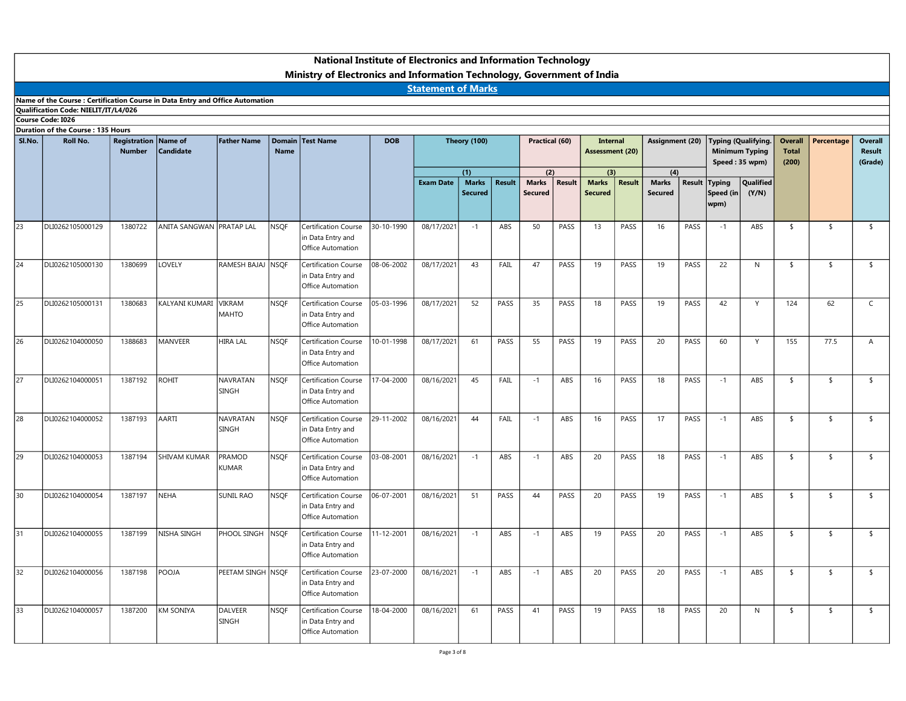# National Institute of Electronics and Information Technology

## Ministry of Electronics and Information Technology, Government of India

### Statement of Marks

**Name of the Course : Certification Course in Data Entry and Office Automation**
**Qualification Code: NIELIT/IT/L4/026**
**Course Code: I026**
**Duration of the Course : 135 Hours**

| Sl.No. | Roll No. | Registration Number | Name of Candidate | Father Name | Domain Name | Test Name | DOB | Theory (100) (1) | | | Practical (60) (2) | | Internal Assessment (20) (3) | | Assignment (20) (4) | | Typing (Qualifying. Minimum Typing Speed : 35 wpm) | | Overall Total (200) | Percentage | Overall Result (Grade) |
|---|---|---|---|---|---|---|---|---|---|---|---|---|---|---|---|---|---|---|---|---|---|
| | | | | | | | | Exam Date | Marks Secured | Result | Marks Secured | Result | Marks Secured | Result | Marks Secured | Result | Typing Speed (in wpm) | Qualified (Y/N) | | | |
| 23 | DLI0262105000129 | 1380722 | ANITA SANGWAN | PRATAP LAL | NSQF | Certification Course in Data Entry and Office Automation | 30-10-1990 | 08/17/2021 | -1 | ABS | 50 | PASS | 13 | PASS | 16 | PASS | -1 | ABS | $ | $ | $ |
| 24 | DLI0262105000130 | 1380699 | LOVELY | RAMESH BAJAJ | NSQF | Certification Course in Data Entry and Office Automation | 08-06-2002 | 08/17/2021 | 43 | FAIL | 47 | PASS | 19 | PASS | 19 | PASS | 22 | N | $ | $ | $ |
| 25 | DLI0262105000131 | 1380683 | KALYANI KUMARI | VIKRAM MAHTO | NSQF | Certification Course in Data Entry and Office Automation | 05-03-1996 | 08/17/2021 | 52 | PASS | 35 | PASS | 18 | PASS | 19 | PASS | 42 | Y | 124 | 62 | C |
| 26 | DLI0262104000050 | 1388683 | MANVEER | HIRA LAL | NSQF | Certification Course in Data Entry and Office Automation | 10-01-1998 | 08/17/2021 | 61 | PASS | 55 | PASS | 19 | PASS | 20 | PASS | 60 | Y | 155 | 77.5 | A |
| 27 | DLI0262104000051 | 1387192 | ROHIT | NAVRATAN SINGH | NSQF | Certification Course in Data Entry and Office Automation | 17-04-2000 | 08/16/2021 | 45 | FAIL | -1 | ABS | 16 | PASS | 18 | PASS | -1 | ABS | $ | $ | $ |
| 28 | DLI0262104000052 | 1387193 | AARTI | NAVRATAN SINGH | NSQF | Certification Course in Data Entry and Office Automation | 29-11-2002 | 08/16/2021 | 44 | FAIL | -1 | ABS | 16 | PASS | 17 | PASS | -1 | ABS | $ | $ | $ |
| 29 | DLI0262104000053 | 1387194 | SHIVAM KUMAR | PRAMOD KUMAR | NSQF | Certification Course in Data Entry and Office Automation | 03-08-2001 | 08/16/2021 | -1 | ABS | -1 | ABS | 20 | PASS | 18 | PASS | -1 | ABS | $ | $ | $ |
| 30 | DLI0262104000054 | 1387197 | NEHA | SUNIL RAO | NSQF | Certification Course in Data Entry and Office Automation | 06-07-2001 | 08/16/2021 | 51 | PASS | 44 | PASS | 20 | PASS | 19 | PASS | -1 | ABS | $ | $ | $ |
| 31 | DLI0262104000055 | 1387199 | NISHA SINGH | PHOOL SINGH | NSQF | Certification Course in Data Entry and Office Automation | 11-12-2001 | 08/16/2021 | -1 | ABS | -1 | ABS | 19 | PASS | 20 | PASS | -1 | ABS | $ | $ | $ |
| 32 | DLI0262104000056 | 1387198 | POOJA | PEETAM SINGH | NSQF | Certification Course in Data Entry and Office Automation | 23-07-2000 | 08/16/2021 | -1 | ABS | -1 | ABS | 20 | PASS | 20 | PASS | -1 | ABS | $ | $ | $ |
| 33 | DLI0262104000057 | 1387200 | KM SONIYA | DALVEER SINGH | NSQF | Certification Course in Data Entry and Office Automation | 18-04-2000 | 08/16/2021 | 61 | PASS | 41 | PASS | 19 | PASS | 18 | PASS | 20 | N | $ | $ | $ |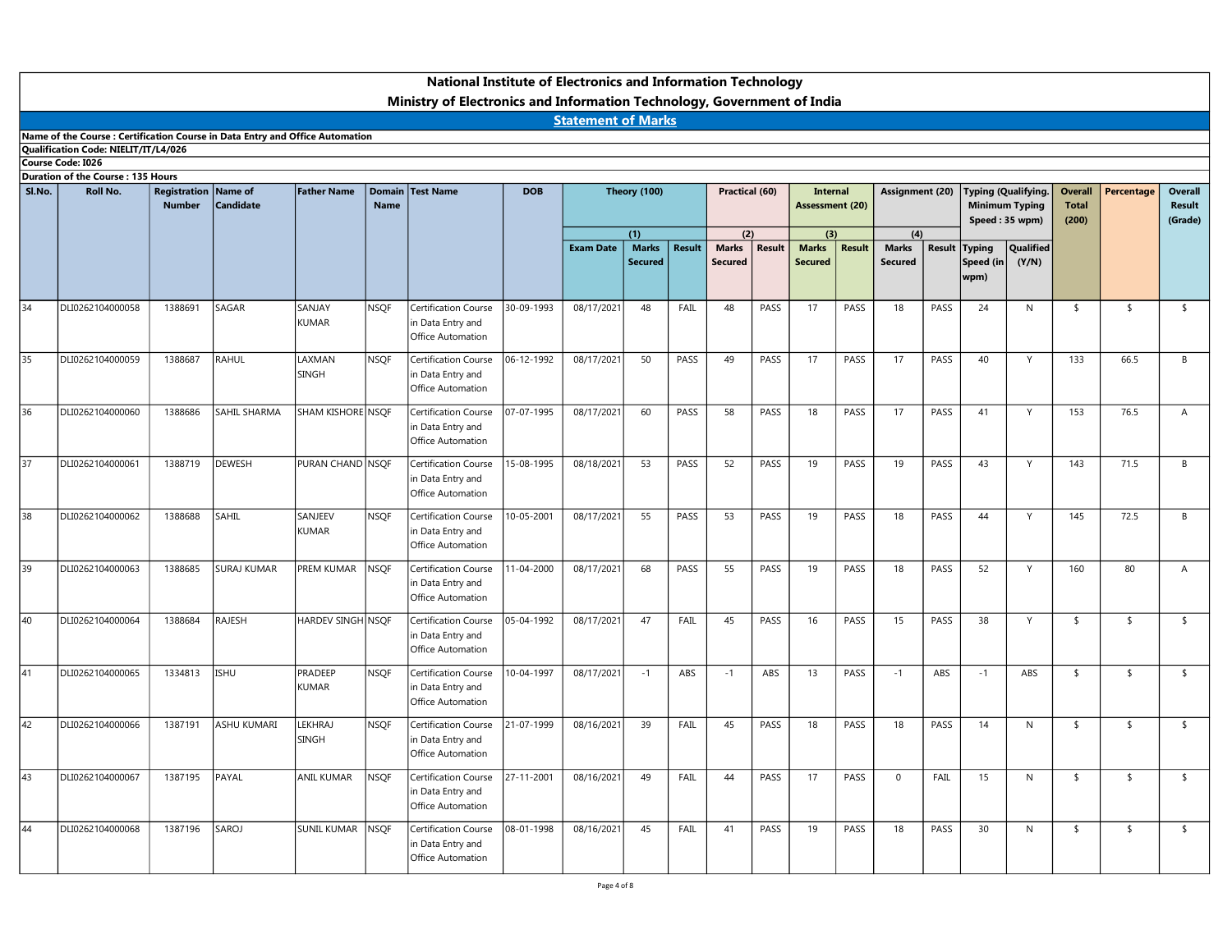**National Institute of Electronics and Information Technology**

**Ministry of Electronics and Information Technology, Government of India**

**Statement of Marks**

**Name of the Course : Certification Course in Data Entry and Office Automation**

**Qualification Code: NIELIT/IT/L4/026**

**Course Code: I026**

**Duration of the Course : 135 Hours**

| Sl.No. | Roll No. | Registration Number | Name of Candidate | Father Name | Domain Name | Test Name | DOB | Theory (100) (1) | | | Practical (60) (2) | | Internal Assessment (20) (3) | | Assignment (20) (4) | | Typing (Qualifying. Minimum Typing Speed : 35 wpm) | | Overall Total (200) | Percentage | Overall Result (Grade) |
|---|---|---|---|---|---|---|---|---|---|---|---|---|---|---|---|---|---|---|---|---|---|
| | | | | | | | | Exam Date | Marks Secured | Result | Marks Secured | Result | Marks Secured | Result | Marks Secured | Result | Typing Speed (in wpm) | Qualified (Y/N) | | | |
| 34 | DLI0262104000058 | 1388691 | SAGAR | SANJAY KUMAR | NSQF | Certification Course in Data Entry and Office Automation | 30-09-1993 | 08/17/2021 | 48 | FAIL | 48 | PASS | 17 | PASS | 18 | PASS | 24 | N | $ | $ | $ |
| 35 | DLI0262104000059 | 1388687 | RAHUL | LAXMAN SINGH | NSQF | Certification Course in Data Entry and Office Automation | 06-12-1992 | 08/17/2021 | 50 | PASS | 49 | PASS | 17 | PASS | 17 | PASS | 40 | Y | 133 | 66.5 | B |
| 36 | DLI0262104000060 | 1388686 | SAHIL SHARMA | SHAM KISHORE | NSQF | Certification Course in Data Entry and Office Automation | 07-07-1995 | 08/17/2021 | 60 | PASS | 58 | PASS | 18 | PASS | 17 | PASS | 41 | Y | 153 | 76.5 | A |
| 37 | DLI0262104000061 | 1388719 | DEWESH | PURAN CHAND | NSQF | Certification Course in Data Entry and Office Automation | 15-08-1995 | 08/18/2021 | 53 | PASS | 52 | PASS | 19 | PASS | 19 | PASS | 43 | Y | 143 | 71.5 | B |
| 38 | DLI0262104000062 | 1388688 | SAHIL | SANJEEV KUMAR | NSQF | Certification Course in Data Entry and Office Automation | 10-05-2001 | 08/17/2021 | 55 | PASS | 53 | PASS | 19 | PASS | 18 | PASS | 44 | Y | 145 | 72.5 | B |
| 39 | DLI0262104000063 | 1388685 | SURAJ KUMAR | PREM KUMAR | NSQF | Certification Course in Data Entry and Office Automation | 11-04-2000 | 08/17/2021 | 68 | PASS | 55 | PASS | 19 | PASS | 18 | PASS | 52 | Y | 160 | 80 | A |
| 40 | DLI0262104000064 | 1388684 | RAJESH | HARDEV SINGH | NSQF | Certification Course in Data Entry and Office Automation | 05-04-1992 | 08/17/2021 | 47 | FAIL | 45 | PASS | 16 | PASS | 15 | PASS | 38 | Y | $ | $ | $ |
| 41 | DLI0262104000065 | 1334813 | ISHU | PRADEEP KUMAR | NSQF | Certification Course in Data Entry and Office Automation | 10-04-1997 | 08/17/2021 | -1 | ABS | -1 | ABS | 13 | PASS | -1 | ABS | -1 | ABS | $ | $ | $ |
| 42 | DLI0262104000066 | 1387191 | ASHU KUMARI | LEKHRAJ SINGH | NSQF | Certification Course in Data Entry and Office Automation | 21-07-1999 | 08/16/2021 | 39 | FAIL | 45 | PASS | 18 | PASS | 18 | PASS | 14 | N | $ | $ | $ |
| 43 | DLI0262104000067 | 1387195 | PAYAL | ANIL KUMAR | NSQF | Certification Course in Data Entry and Office Automation | 27-11-2001 | 08/16/2021 | 49 | FAIL | 44 | PASS | 17 | PASS | 0 | FAIL | 15 | N | $ | $ | $ |
| 44 | DLI0262104000068 | 1387196 | SAROJ | SUNIL KUMAR | NSQF | Certification Course in Data Entry and Office Automation | 08-01-1998 | 08/16/2021 | 45 | FAIL | 41 | PASS | 19 | PASS | 18 | PASS | 30 | N | $ | $ | $ |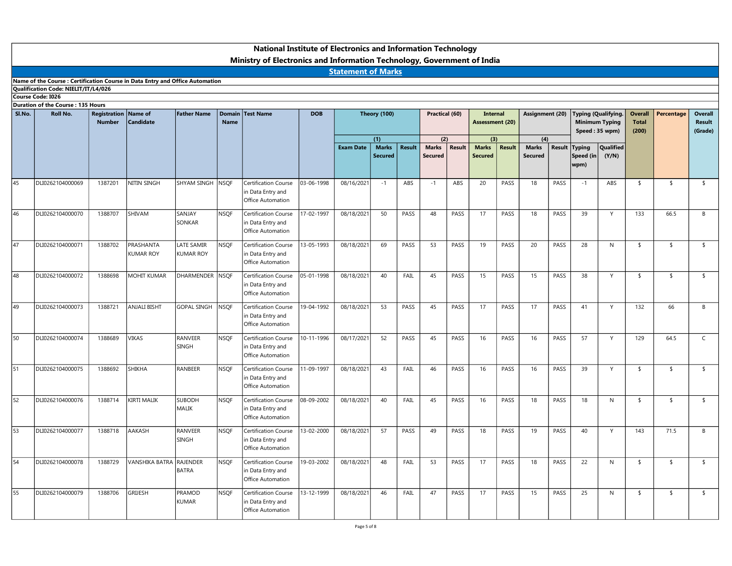# National Institute of Electronics and Information Technology

## Ministry of Electronics and Information Technology, Government of India

**Statement of Marks**

**Name of the Course : Certification Course in Data Entry and Office Automation**
**Qualification Code: NIELIT/IT/L4/026**
**Course Code: I026**
**Duration of the Course : 135 Hours**

| Sl.No. | Roll No. | Registration Number | Name of Candidate | Father Name | Domain Name | Test Name | DOB | Theory (100) (1) | | | Practical (60) (2) | | Internal Assessment (20) (3) | | Assignment (20) (4) | | Typing (Qualifying. Minimum Typing Speed : 35 wpm) | | Overall Total (200) | Percentage | Overall Result (Grade) |
|---|---|---|---|---|---|---|---|---|---|---|---|---|---|---|---|---|---|---|---|---|---|
| | | | | | | | | Exam Date | Marks Secured | Result | Marks Secured | Result | Marks Secured | Result | Marks Secured | Result | Typing Speed (in wpm) | Qualified (Y/N) | | | |
| 45 | DLI0262104000069 | 1387201 | NITIN SINGH | SHYAM SINGH | NSQF | Certification Course in Data Entry and Office Automation | 03-06-1998 | 08/16/2021 | -1 | ABS | -1 | ABS | 20 | PASS | 18 | PASS | -1 | ABS | $ | $ | $ |
| 46 | DLI0262104000070 | 1388707 | SHIVAM | SANJAY SONKAR | NSQF | Certification Course in Data Entry and Office Automation | 17-02-1997 | 08/18/2021 | 50 | PASS | 48 | PASS | 17 | PASS | 18 | PASS | 39 | Y | 133 | 66.5 | B |
| 47 | DLI0262104000071 | 1388702 | PRASHANTA KUMAR ROY | LATE SAMIR KUMAR ROY | NSQF | Certification Course in Data Entry and Office Automation | 13-05-1993 | 08/18/2021 | 69 | PASS | 53 | PASS | 19 | PASS | 20 | PASS | 28 | N | $ | $ | $ |
| 48 | DLI0262104000072 | 1388698 | MOHIT KUMAR | DHARMENDER | NSQF | Certification Course in Data Entry and Office Automation | 05-01-1998 | 08/18/2021 | 40 | FAIL | 45 | PASS | 15 | PASS | 15 | PASS | 38 | Y | $ | $ | $ |
| 49 | DLI0262104000073 | 1388721 | ANJALI BISHT | GOPAL SINGH | NSQF | Certification Course in Data Entry and Office Automation | 19-04-1992 | 08/18/2021 | 53 | PASS | 45 | PASS | 17 | PASS | 17 | PASS | 41 | Y | 132 | 66 | B |
| 50 | DLI0262104000074 | 1388689 | VIKAS | RANVEER SINGH | NSQF | Certification Course in Data Entry and Office Automation | 10-11-1996 | 08/17/2021 | 52 | PASS | 45 | PASS | 16 | PASS | 16 | PASS | 57 | Y | 129 | 64.5 | C |
| 51 | DLI0262104000075 | 1388692 | SHIKHA | RANBEER | NSQF | Certification Course in Data Entry and Office Automation | 11-09-1997 | 08/18/2021 | 43 | FAIL | 46 | PASS | 16 | PASS | 16 | PASS | 39 | Y | $ | $ | $ |
| 52 | DLI0262104000076 | 1388714 | KIRTI MALIK | SUBODH MALIK | NSQF | Certification Course in Data Entry and Office Automation | 08-09-2002 | 08/18/2021 | 40 | FAIL | 45 | PASS | 16 | PASS | 18 | PASS | 18 | N | $ | $ | $ |
| 53 | DLI0262104000077 | 1388718 | AAKASH | RANVEER SINGH | NSQF | Certification Course in Data Entry and Office Automation | 13-02-2000 | 08/18/2021 | 57 | PASS | 49 | PASS | 18 | PASS | 19 | PASS | 40 | Y | 143 | 71.5 | B |
| 54 | DLI0262104000078 | 1388729 | VANSHIKA BATRA | RAJENDER BATRA | NSQF | Certification Course in Data Entry and Office Automation | 19-03-2002 | 08/18/2021 | 48 | FAIL | 53 | PASS | 17 | PASS | 18 | PASS | 22 | N | $ | $ | $ |
| 55 | DLI0262104000079 | 1388706 | GRIJESH | PRAMOD KUMAR | NSQF | Certification Course in Data Entry and Office Automation | 13-12-1999 | 08/18/2021 | 46 | FAIL | 47 | PASS | 17 | PASS | 15 | PASS | 25 | N | $ | $ | $ |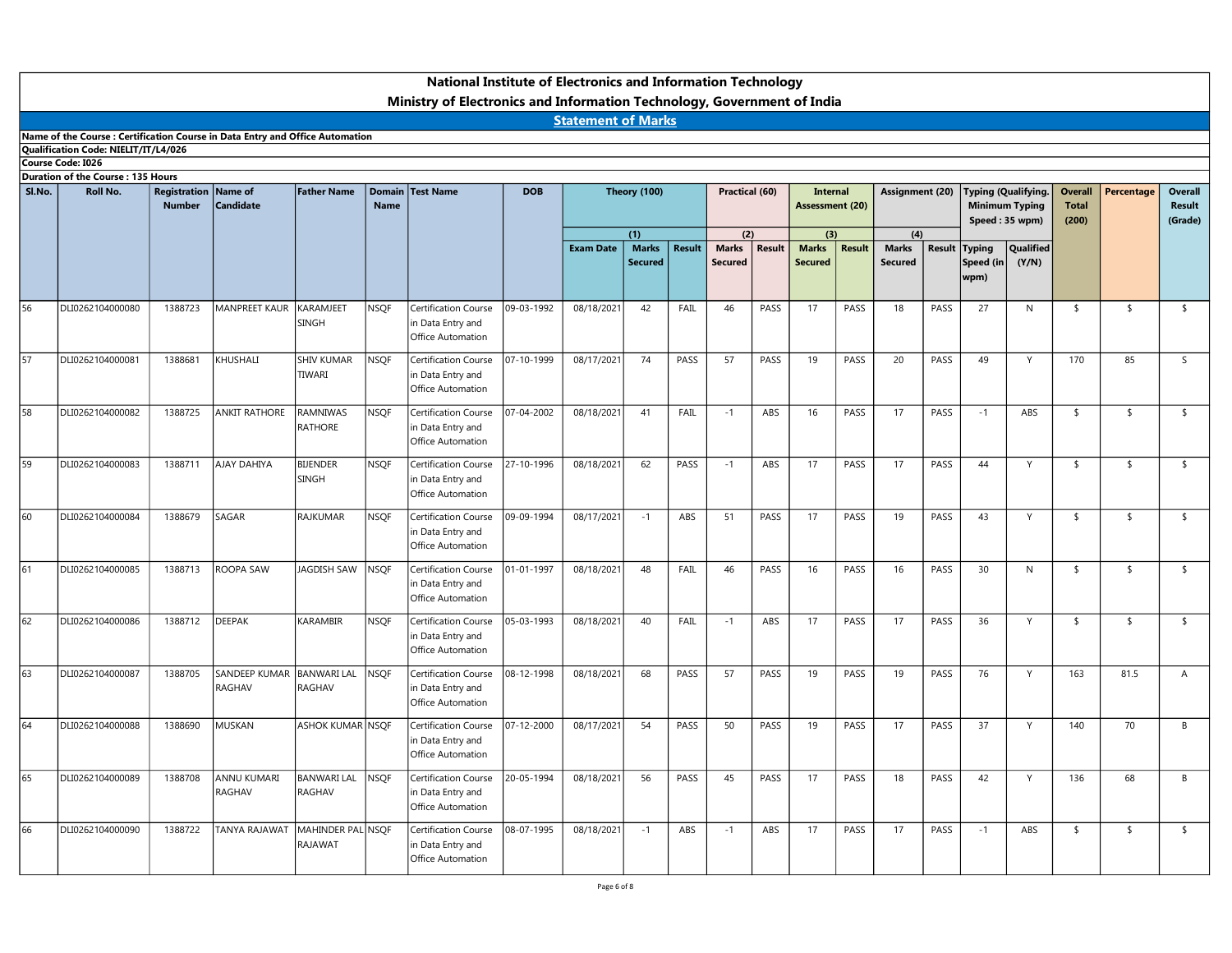**National Institute of Electronics and Information Technology**

**Ministry of Electronics and Information Technology, Government of India**

**Statement of Marks**

**Name of the Course : Certification Course in Data Entry and Office Automation**

**Qualification Code: NIELIT/IT/L4/026**

**Course Code: I026**

**Duration of the Course : 135 Hours**

| Sl.No. | Roll No. | Registration Number | Name of Candidate | Father Name | Domain Name | Test Name | DOB | Theory (100) (1) | | | Practical (60) (2) | | Internal Assessment (20) (3) | | Assignment (20) (4) | | Typing (Qualifying. Minimum Typing Speed : 35 wpm) | | Overall Total (200) | Percentage | Overall Result (Grade) |
|---|---|---|---|---|---|---|---|---|---|---|---|---|---|---|---|---|---|---|---|---|---|
| | | | | | | | | Exam Date | Marks Secured | Result | Marks Secured | Result | Marks Secured | Result | Marks Secured | Result | Typing Speed (in wpm) | Qualified (Y/N) | | | |
| 56 | DLI0262104000080 | 1388723 | MANPREET KAUR | KARAMJEET SINGH | NSQF | Certification Course in Data Entry and Office Automation | 09-03-1992 | 08/18/2021 | 42 | FAIL | 46 | PASS | 17 | PASS | 18 | PASS | 27 | N | $ | $ | $ |
| 57 | DLI0262104000081 | 1388681 | KHUSHALI | SHIV KUMAR TIWARI | NSQF | Certification Course in Data Entry and Office Automation | 07-10-1999 | 08/17/2021 | 74 | PASS | 57 | PASS | 19 | PASS | 20 | PASS | 49 | Y | 170 | 85 | S |
| 58 | DLI0262104000082 | 1388725 | ANKIT RATHORE | RAMNIWAS RATHORE | NSQF | Certification Course in Data Entry and Office Automation | 07-04-2002 | 08/18/2021 | 41 | FAIL | -1 | ABS | 16 | PASS | 17 | PASS | -1 | ABS | $ | $ | $ |
| 59 | DLI0262104000083 | 1388711 | AJAY DAHIYA | BIJENDER SINGH | NSQF | Certification Course in Data Entry and Office Automation | 27-10-1996 | 08/18/2021 | 62 | PASS | -1 | ABS | 17 | PASS | 17 | PASS | 44 | Y | $ | $ | $ |
| 60 | DLI0262104000084 | 1388679 | SAGAR | RAJKUMAR | NSQF | Certification Course in Data Entry and Office Automation | 09-09-1994 | 08/17/2021 | -1 | ABS | 51 | PASS | 17 | PASS | 19 | PASS | 43 | Y | $ | $ | $ |
| 61 | DLI0262104000085 | 1388713 | ROOPA SAW | JAGDISH SAW | NSQF | Certification Course in Data Entry and Office Automation | 01-01-1997 | 08/18/2021 | 48 | FAIL | 46 | PASS | 16 | PASS | 16 | PASS | 30 | N | $ | $ | $ |
| 62 | DLI0262104000086 | 1388712 | DEEPAK | KARAMBIR | NSQF | Certification Course in Data Entry and Office Automation | 05-03-1993 | 08/18/2021 | 40 | FAIL | -1 | ABS | 17 | PASS | 17 | PASS | 36 | Y | $ | $ | $ |
| 63 | DLI0262104000087 | 1388705 | SANDEEP KUMAR RAGHAV | BANWARI LAL RAGHAV | NSQF | Certification Course in Data Entry and Office Automation | 08-12-1998 | 08/18/2021 | 68 | PASS | 57 | PASS | 19 | PASS | 19 | PASS | 76 | Y | 163 | 81.5 | A |
| 64 | DLI0262104000088 | 1388690 | MUSKAN | ASHOK KUMAR | NSQF | Certification Course in Data Entry and Office Automation | 07-12-2000 | 08/17/2021 | 54 | PASS | 50 | PASS | 19 | PASS | 17 | PASS | 37 | Y | 140 | 70 | B |
| 65 | DLI0262104000089 | 1388708 | ANNU KUMARI RAGHAV | BANWARI LAL RAGHAV | NSQF | Certification Course in Data Entry and Office Automation | 20-05-1994 | 08/18/2021 | 56 | PASS | 45 | PASS | 17 | PASS | 18 | PASS | 42 | Y | 136 | 68 | B |
| 66 | DLI0262104000090 | 1388722 | TANYA RAJAWAT | MAHINDER PAL RAJAWAT | NSQF | Certification Course in Data Entry and Office Automation | 08-07-1995 | 08/18/2021 | -1 | ABS | -1 | ABS | 17 | PASS | 17 | PASS | -1 | ABS | $ | $ | $ |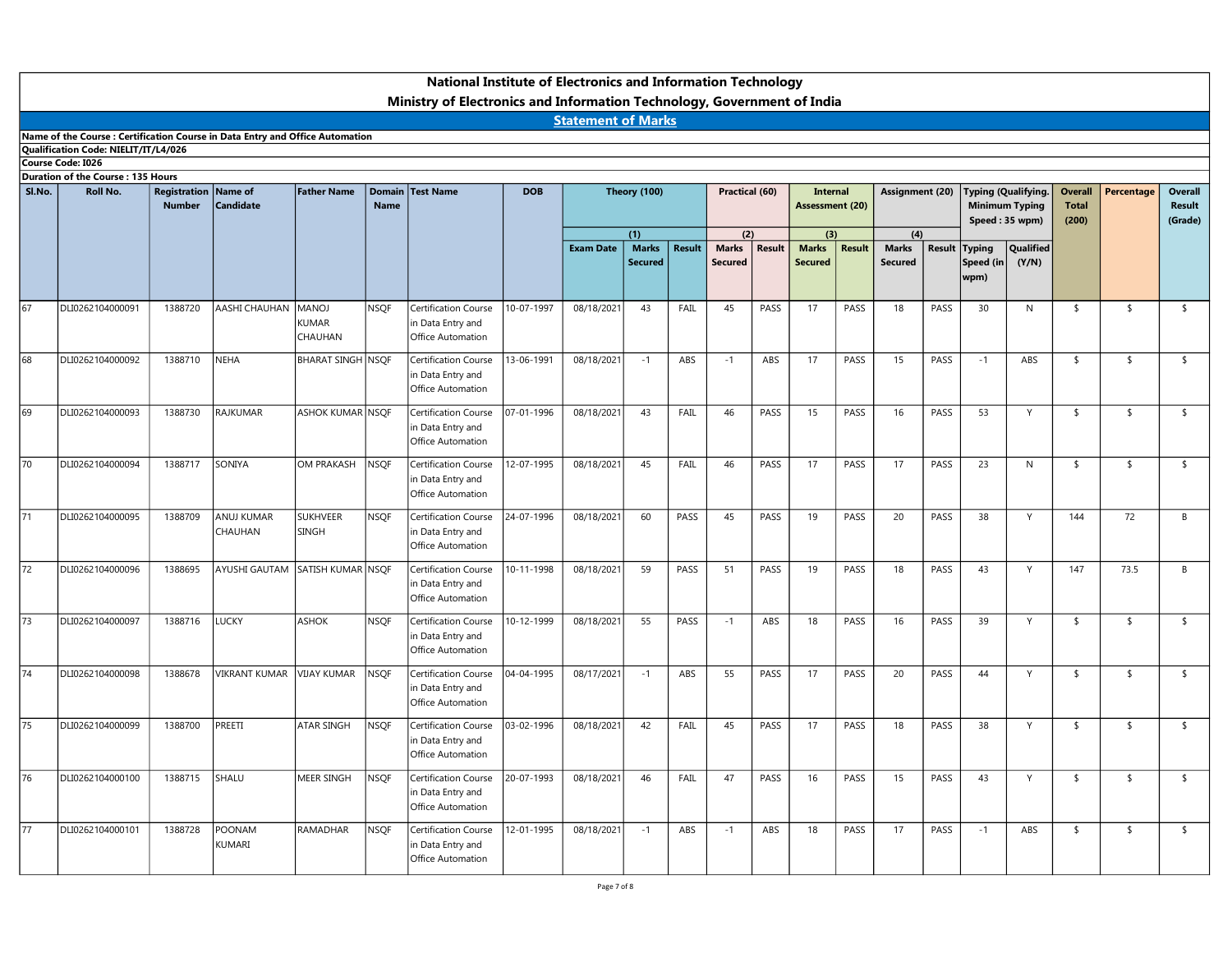**National Institute of Electronics and Information Technology**

**Ministry of Electronics and Information Technology, Government of India**

**Statement of Marks**

**Name of the Course : Certification Course in Data Entry and Office Automation**

**Qualification Code: NIELIT/IT/L4/026**

**Course Code: I026**

**Duration of the Course : 135 Hours**

| Sl.No. | Roll No. | Registration Number | Name of Candidate | Father Name | Domain Name | Test Name | DOB | Theory (100) (1) | | | Practical (60) (2) | | Internal Assessment (20) (3) | | Assignment (20) (4) | | Typing (Qualifying. Minimum Typing Speed : 35 wpm) | | Overall Total (200) | Percentage | Overall Result (Grade) |
|---|---|---|---|---|---|---|---|---|---|---|---|---|---|---|---|---|---|---|---|---|---|
| | | | | | | | | Exam Date | Marks Secured | Result | Marks Secured | Result | Marks Secured | Result | Marks Secured | Result | Typing Speed (in wpm) | Qualified (Y/N) | | | |
| 67 | DLI0262104000091 | 1388720 | AASHI CHAUHAN | MANOJ KUMAR CHAUHAN | NSQF | Certification Course in Data Entry and Office Automation | 10-07-1997 | 08/18/2021 | 43 | FAIL | 45 | PASS | 17 | PASS | 18 | PASS | 30 | N | $ | $ | $ |
| 68 | DLI0262104000092 | 1388710 | NEHA | BHARAT SINGH | NSQF | Certification Course in Data Entry and Office Automation | 13-06-1991 | 08/18/2021 | -1 | ABS | -1 | ABS | 17 | PASS | 15 | PASS | -1 | ABS | $ | $ | $ |
| 69 | DLI0262104000093 | 1388730 | RAJKUMAR | ASHOK KUMAR | NSQF | Certification Course in Data Entry and Office Automation | 07-01-1996 | 08/18/2021 | 43 | FAIL | 46 | PASS | 15 | PASS | 16 | PASS | 53 | Y | $ | $ | $ |
| 70 | DLI0262104000094 | 1388717 | SONIYA | OM PRAKASH | NSQF | Certification Course in Data Entry and Office Automation | 12-07-1995 | 08/18/2021 | 45 | FAIL | 46 | PASS | 17 | PASS | 17 | PASS | 23 | N | $ | $ | $ |
| 71 | DLI0262104000095 | 1388709 | ANUJ KUMAR CHAUHAN | SUKHVEER SINGH | NSQF | Certification Course in Data Entry and Office Automation | 24-07-1996 | 08/18/2021 | 60 | PASS | 45 | PASS | 19 | PASS | 20 | PASS | 38 | Y | 144 | 72 | B |
| 72 | DLI0262104000096 | 1388695 | AYUSHI GAUTAM | SATISH KUMAR | NSQF | Certification Course in Data Entry and Office Automation | 10-11-1998 | 08/18/2021 | 59 | PASS | 51 | PASS | 19 | PASS | 18 | PASS | 43 | Y | 147 | 73.5 | B |
| 73 | DLI0262104000097 | 1388716 | LUCKY | ASHOK | NSQF | Certification Course in Data Entry and Office Automation | 10-12-1999 | 08/18/2021 | 55 | PASS | -1 | ABS | 18 | PASS | 16 | PASS | 39 | Y | $ | $ | $ |
| 74 | DLI0262104000098 | 1388678 | VIKRANT KUMAR | VIJAY KUMAR | NSQF | Certification Course in Data Entry and Office Automation | 04-04-1995 | 08/17/2021 | -1 | ABS | 55 | PASS | 17 | PASS | 20 | PASS | 44 | Y | $ | $ | $ |
| 75 | DLI0262104000099 | 1388700 | PREETI | ATAR SINGH | NSQF | Certification Course in Data Entry and Office Automation | 03-02-1996 | 08/18/2021 | 42 | FAIL | 45 | PASS | 17 | PASS | 18 | PASS | 38 | Y | $ | $ | $ |
| 76 | DLI0262104000100 | 1388715 | SHALU | MEER SINGH | NSQF | Certification Course in Data Entry and Office Automation | 20-07-1993 | 08/18/2021 | 46 | FAIL | 47 | PASS | 16 | PASS | 15 | PASS | 43 | Y | $ | $ | $ |
| 77 | DLI0262104000101 | 1388728 | POONAM KUMARI | RAMADHAR | NSQF | Certification Course in Data Entry and Office Automation | 12-01-1995 | 08/18/2021 | -1 | ABS | -1 | ABS | 18 | PASS | 17 | PASS | -1 | ABS | $ | $ | $ |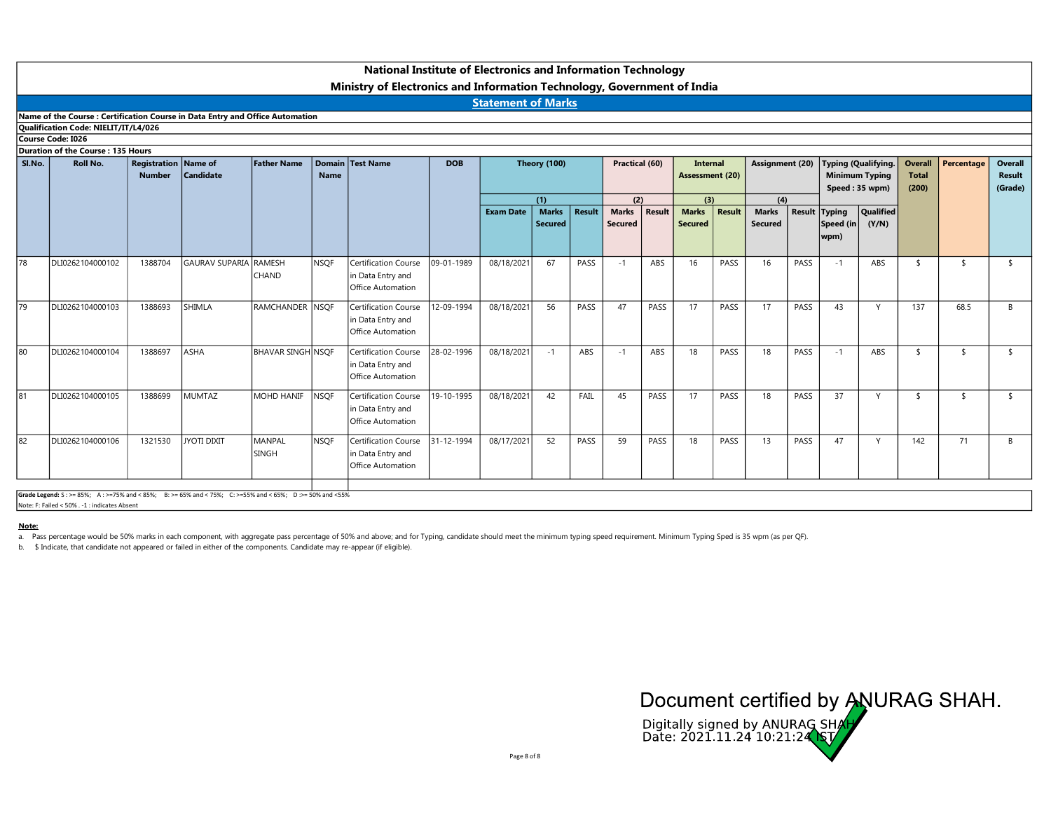# National Institute of Electronics and Information Technology

## Ministry of Electronics and Information Technology, Government of India

### Statement of Marks

**Name of the Course : Certification Course in Data Entry and Office Automation**

**Qualification Code: NIELIT/IT/L4/026**

**Course Code: I026**

**Duration of the Course : 135 Hours**

| Sl.No. | Roll No. | Registration Number | Name of Candidate | Father Name | Domain Name | Test Name | DOB | Theory (100) | | | Practical (60) | | Internal Assessment (20) | | Assignment (20) | | Typing (Qualifying. Minimum Typing Speed : 35 wpm) | | Overall Total (200) | Percentage | Overall Result (Grade) |
|---|---|---|---|---|---|---|---|---|---|---|---|---|---|---|---|---|---|---|---|---|---|
| | | | | | | | | (1) | | | (2) | | (3) | | (4) | | | | | | |
| | | | | | | | | Exam Date | Marks Secured | Result | Marks Secured | Result | Marks Secured | Result | Marks Secured | Result | Typing Speed (in wpm) | Qualified (Y/N) | | | |
| 78 | DLI0262104000102 | 1388704 | GAURAV SUPARIA | RAMESH CHAND | NSQF | Certification Course in Data Entry and Office Automation | 09-01-1989 | 08/18/2021 | 67 | PASS | -1 | ABS | 16 | PASS | 16 | PASS | -1 | ABS | $ | $ | $ |
| 79 | DLI0262104000103 | 1388693 | SHIMLA | RAMCHANDER | NSQF | Certification Course in Data Entry and Office Automation | 12-09-1994 | 08/18/2021 | 56 | PASS | 47 | PASS | 17 | PASS | 17 | PASS | 43 | Y | 137 | 68.5 | B |
| 80 | DLI0262104000104 | 1388697 | ASHA | BHAVAR SINGH | NSQF | Certification Course in Data Entry and Office Automation | 28-02-1996 | 08/18/2021 | -1 | ABS | -1 | ABS | 18 | PASS | 18 | PASS | -1 | ABS | $ | $ | $ |
| 81 | DLI0262104000105 | 1388699 | MUMTAZ | MOHD HANIF | NSQF | Certification Course in Data Entry and Office Automation | 19-10-1995 | 08/18/2021 | 42 | FAIL | 45 | PASS | 17 | PASS | 18 | PASS | 37 | Y | $ | $ | $ |
| 82 | DLI0262104000106 | 1321530 | JYOTI DIXIT | MANPAL SINGH | NSQF | Certification Course in Data Entry and Office Automation | 31-12-1994 | 08/17/2021 | 52 | PASS | 59 | PASS | 18 | PASS | 13 | PASS | 47 | Y | 142 | 71 | B |

**Grade Legend:** S : >= 85%; A : >=75% and < 85%; B: >= 65% and < 75%; C: >=55% and < 65%; D :>= 50% and <55%

Note: F: Failed < 50% . -1 : indicates Absent

**Note:**

a. Pass percentage would be 50% marks in each component, with aggregate pass percentage of 50% and above; and for Typing, candidate should meet the minimum typing speed requirement. Minimum Typing Sped is 35 wpm (as per QF).

b. $ Indicate, that candidate not appeared or failed in either of the components. Candidate may re-appear (if eligible).

Document certified by ANURAG SHAH.

Digitally signed by ANURAG SHAH
Date: 2021.11.24 10:21:24 IST